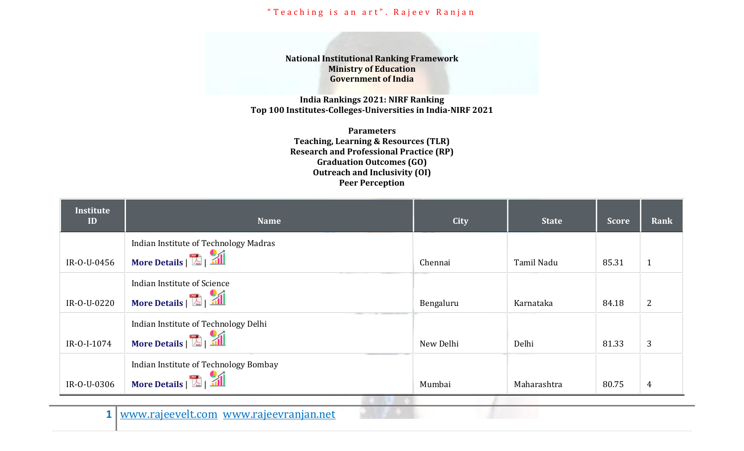**National Institutional Ranking Framework**
**Ministry of Education**
**Government of India**

**India Rankings 2021: NIRF Ranking**
**Top 100 Institutes-Colleges-Universities in India-NIRF 2021**

**Parameters**
**Teaching, Learning & Resources (TLR)**
**Research and Professional Practice (RP)**
**Graduation Outcomes (GO)**
**Outreach and Inclusivity (OI)**
**Peer Perception**

| Institute ID | Name | City | State | Score | Rank |
|---|---|---|---|---|---|
| IR-O-U-0456 | Indian Institute of Technology Madras **More Details** \| \| | Chennai | Tamil Nadu | 85.31 | 1 |
| IR-O-U-0220 | Indian Institute of Science **More Details** \| \| | Bengaluru | Karnataka | 84.18 | 2 |
| IR-O-I-1074 | Indian Institute of Technology Delhi **More Details** \| \| | New Delhi | Delhi | 81.33 | 3 |
| IR-O-U-0306 | Indian Institute of Technology Bombay **More Details** \| \| | Mumbai | Maharashtra | 80.75 | 4 |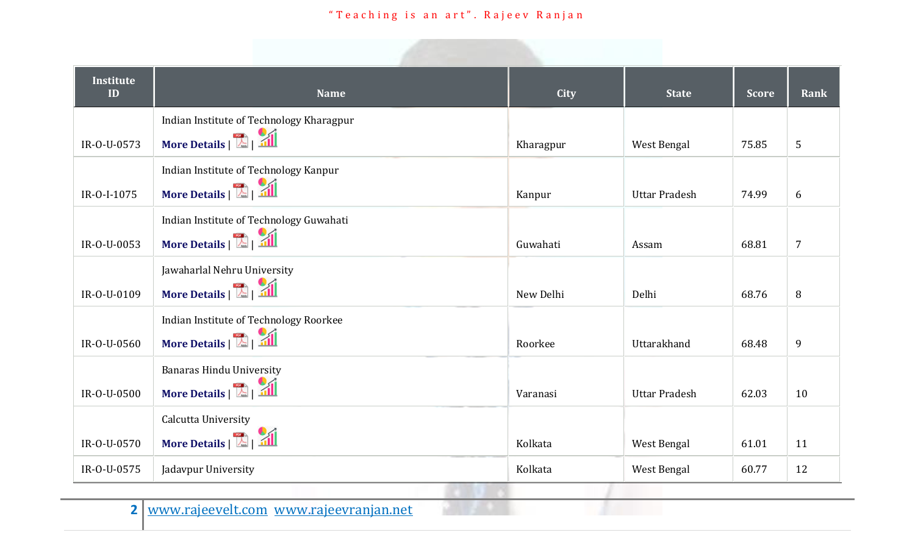| Institute ID | Name | City | State | Score | Rank |
|---|---|---|---|---|---|
| IR-O-U-0573 | Indian Institute of Technology Kharagpur<br>**More Details** \| \| | Kharagpur | West Bengal | 75.85 | 5 |
| IR-O-I-1075 | Indian Institute of Technology Kanpur<br>**More Details** \| \| | Kanpur | Uttar Pradesh | 74.99 | 6 |
| IR-O-U-0053 | Indian Institute of Technology Guwahati<br>**More Details** \| \| | Guwahati | Assam | 68.81 | 7 |
| IR-O-U-0109 | Jawaharlal Nehru University<br>**More Details** \| \| | New Delhi | Delhi | 68.76 | 8 |
| IR-O-U-0560 | Indian Institute of Technology Roorkee<br>**More Details** \| \| | Roorkee | Uttarakhand | 68.48 | 9 |
| IR-O-U-0500 | Banaras Hindu University<br>**More Details** \| \| | Varanasi | Uttar Pradesh | 62.03 | 10 |
| IR-O-U-0570 | Calcutta University<br>**More Details** \| \| | Kolkata | West Bengal | 61.01 | 11 |
| IR-O-U-0575 | Jadavpur University | Kolkata | West Bengal | 60.77 | 12 |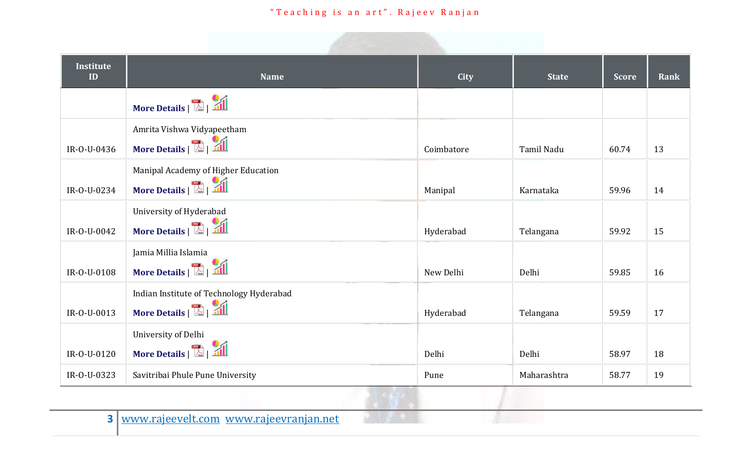| Institute ID | Name | City | State | Score | Rank |
|---|---|---|---|---|---|
| | **More Details** \| \| | | | | |
| IR-O-U-0436 | Amrita Vishwa Vidyapeetham **More Details** \| \| | Coimbatore | Tamil Nadu | 60.74 | 13 |
| IR-O-U-0234 | Manipal Academy of Higher Education **More Details** \| \| | Manipal | Karnataka | 59.96 | 14 |
| IR-O-U-0042 | University of Hyderabad **More Details** \| \| | Hyderabad | Telangana | 59.92 | 15 |
| IR-O-U-0108 | Jamia Millia Islamia **More Details** \| \| | New Delhi | Delhi | 59.85 | 16 |
| IR-O-U-0013 | Indian Institute of Technology Hyderabad **More Details** \| \| | Hyderabad | Telangana | 59.59 | 17 |
| IR-O-U-0120 | University of Delhi **More Details** \| \| | Delhi | Delhi | 58.97 | 18 |
| IR-O-U-0323 | Savitribai Phule Pune University | Pune | Maharashtra | 58.77 | 19 |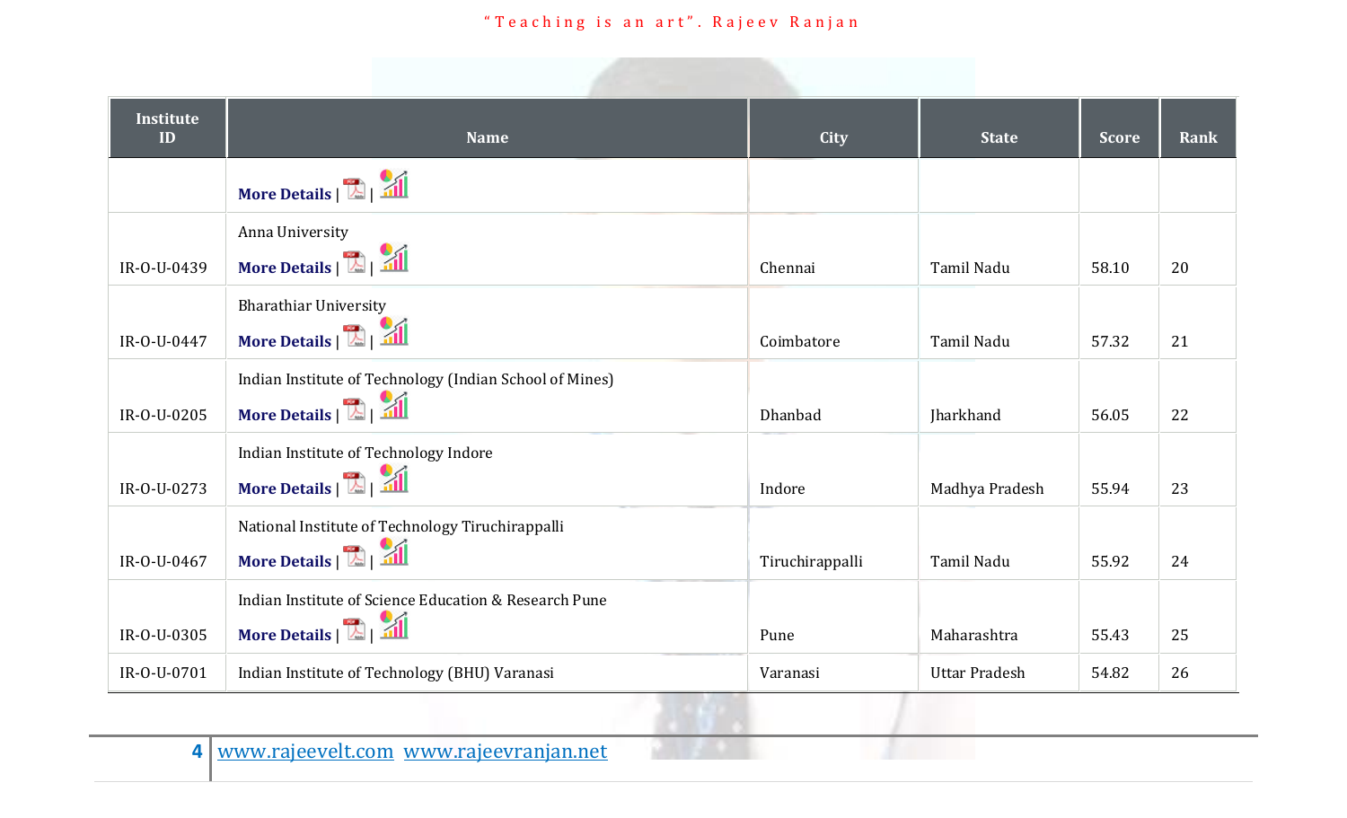| Institute ID | Name | City | State | Score | Rank |
|---|---|---|---|---|---|
| | More Details \| \| | | | | |
| IR-O-U-0439 | Anna University More Details \| \| | Chennai | Tamil Nadu | 58.10 | 20 |
| IR-O-U-0447 | Bharathiar University More Details \| \| | Coimbatore | Tamil Nadu | 57.32 | 21 |
| IR-O-U-0205 | Indian Institute of Technology (Indian School of Mines) More Details \| \| | Dhanbad | Jharkhand | 56.05 | 22 |
| IR-O-U-0273 | Indian Institute of Technology Indore More Details \| \| | Indore | Madhya Pradesh | 55.94 | 23 |
| IR-O-U-0467 | National Institute of Technology Tiruchirappalli More Details \| \| | Tiruchirappalli | Tamil Nadu | 55.92 | 24 |
| IR-O-U-0305 | Indian Institute of Science Education & Research Pune More Details \| \| | Pune | Maharashtra | 55.43 | 25 |
| IR-O-U-0701 | Indian Institute of Technology (BHU) Varanasi | Varanasi | Uttar Pradesh | 54.82 | 26 |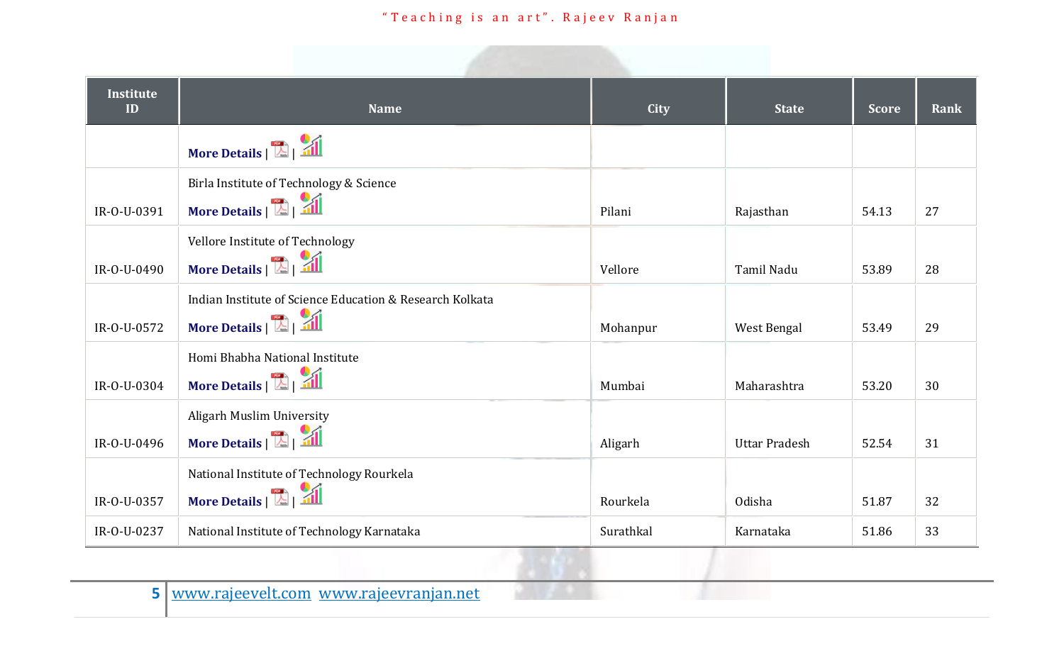| Institute ID | Name | City | State | Score | Rank |
|---|---|---|---|---|---|
| | **More Details** \| \| | | | | |
| IR-O-U-0391 | Birla Institute of Technology & Science **More Details** \| \| | Pilani | Rajasthan | 54.13 | 27 |
| IR-O-U-0490 | Vellore Institute of Technology **More Details** \| \| | Vellore | Tamil Nadu | 53.89 | 28 |
| IR-O-U-0572 | Indian Institute of Science Education & Research Kolkata **More Details** \| \| | Mohanpur | West Bengal | 53.49 | 29 |
| IR-O-U-0304 | Homi Bhabha National Institute **More Details** \| \| | Mumbai | Maharashtra | 53.20 | 30 |
| IR-O-U-0496 | Aligarh Muslim University **More Details** \| \| | Aligarh | Uttar Pradesh | 52.54 | 31 |
| IR-O-U-0357 | National Institute of Technology Rourkela **More Details** \| \| | Rourkela | Odisha | 51.87 | 32 |
| IR-O-U-0237 | National Institute of Technology Karnataka | Surathkal | Karnataka | 51.86 | 33 |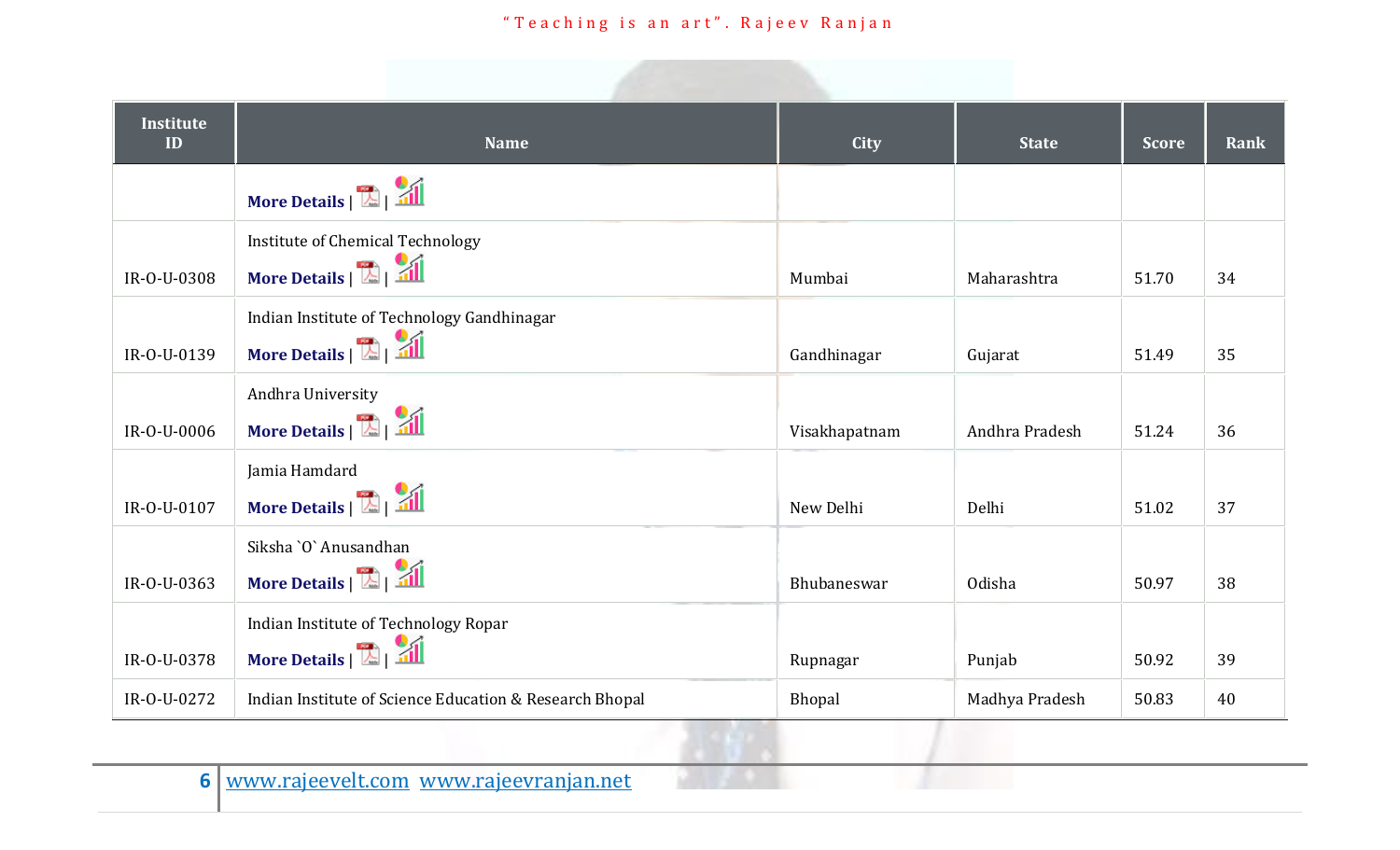| Institute ID | Name | City | State | Score | Rank |
|---|---|---|---|---|---|
| | More Details \| \| | | | | |
| IR-O-U-0308 | Institute of Chemical Technology More Details \| \| | Mumbai | Maharashtra | 51.70 | 34 |
| IR-O-U-0139 | Indian Institute of Technology Gandhinagar More Details \| \| | Gandhinagar | Gujarat | 51.49 | 35 |
| IR-O-U-0006 | Andhra University More Details \| \| | Visakhapatnam | Andhra Pradesh | 51.24 | 36 |
| IR-O-U-0107 | Jamia Hamdard More Details \| \| | New Delhi | Delhi | 51.02 | 37 |
| IR-O-U-0363 | Siksha `O` Anusandhan More Details \| \| | Bhubaneswar | Odisha | 50.97 | 38 |
| IR-O-U-0378 | Indian Institute of Technology Ropar More Details \| \| | Rupnagar | Punjab | 50.92 | 39 |
| IR-O-U-0272 | Indian Institute of Science Education & Research Bhopal | Bhopal | Madhya Pradesh | 50.83 | 40 |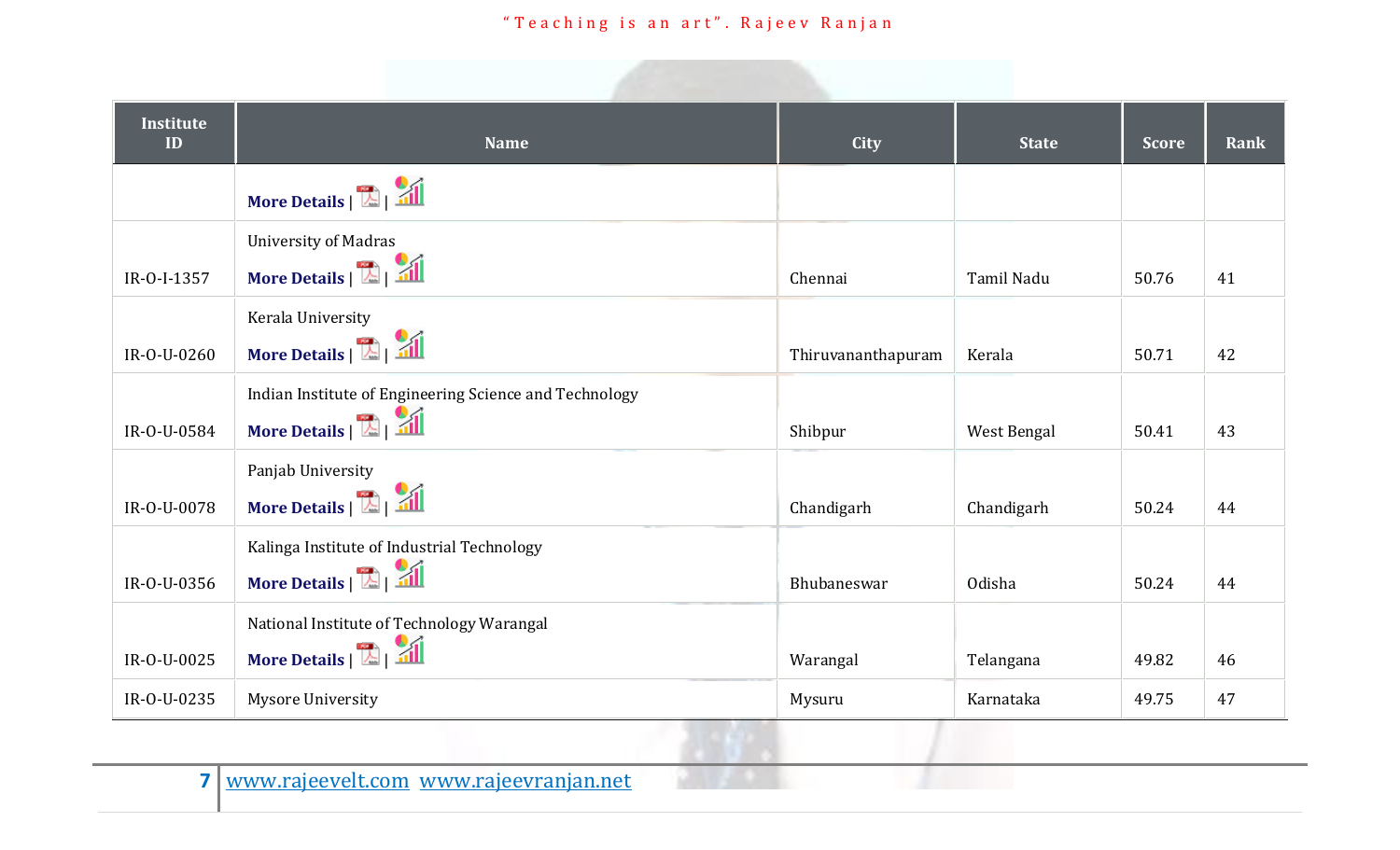| Institute ID | Name | City | State | Score | Rank |
|---|---|---|---|---|---|
| | **More Details** \| \| | | | | |
| IR-O-I-1357 | University of Madras **More Details** \| \| | Chennai | Tamil Nadu | 50.76 | 41 |
| IR-O-U-0260 | Kerala University **More Details** \| \| | Thiruvananthapuram | Kerala | 50.71 | 42 |
| IR-O-U-0584 | Indian Institute of Engineering Science and Technology **More Details** \| \| | Shibpur | West Bengal | 50.41 | 43 |
| IR-O-U-0078 | Panjab University **More Details** \| \| | Chandigarh | Chandigarh | 50.24 | 44 |
| IR-O-U-0356 | Kalinga Institute of Industrial Technology **More Details** \| \| | Bhubaneswar | Odisha | 50.24 | 44 |
| IR-O-U-0025 | National Institute of Technology Warangal **More Details** \| \| | Warangal | Telangana | 49.82 | 46 |
| IR-O-U-0235 | Mysore University | Mysuru | Karnataka | 49.75 | 47 |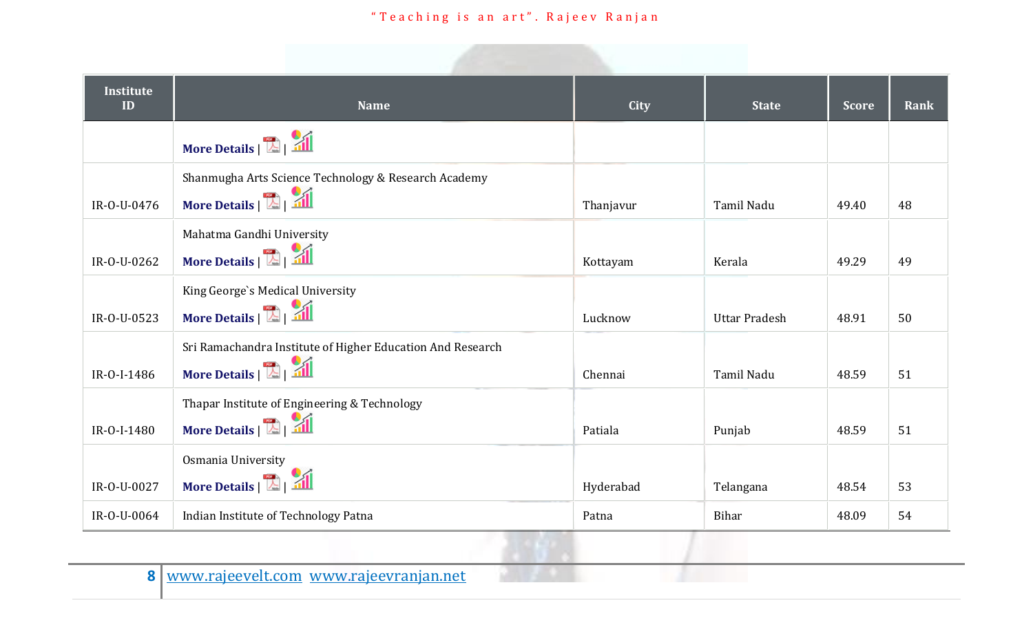| Institute ID | Name | City | State | Score | Rank |
|---|---|---|---|---|---|
| | More Details \| \| | | | | |
| IR-O-U-0476 | Shanmugha Arts Science Technology & Research Academy More Details \| \| | Thanjavur | Tamil Nadu | 49.40 | 48 |
| IR-O-U-0262 | Mahatma Gandhi University More Details \| \| | Kottayam | Kerala | 49.29 | 49 |
| IR-O-U-0523 | King George`s Medical University More Details \| \| | Lucknow | Uttar Pradesh | 48.91 | 50 |
| IR-O-I-1486 | Sri Ramachandra Institute of Higher Education And Research More Details \| \| | Chennai | Tamil Nadu | 48.59 | 51 |
| IR-O-I-1480 | Thapar Institute of Engineering & Technology More Details \| \| | Patiala | Punjab | 48.59 | 51 |
| IR-O-U-0027 | Osmania University More Details \| \| | Hyderabad | Telangana | 48.54 | 53 |
| IR-O-U-0064 | Indian Institute of Technology Patna | Patna | Bihar | 48.09 | 54 |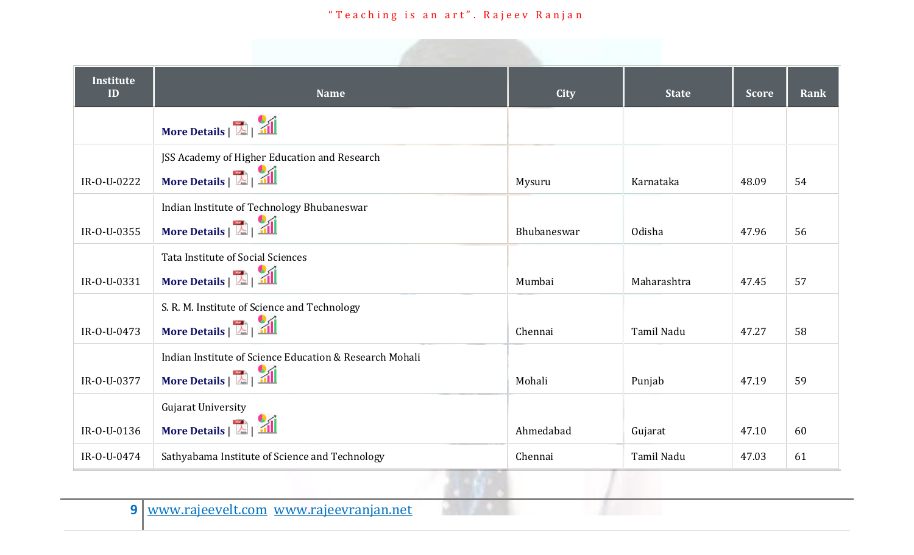| Institute ID | Name | City | State | Score | Rank |
|---|---|---|---|---|---|
| | **More Details** \| \| | | | | |
| IR-O-U-0222 | JSS Academy of Higher Education and Research **More Details** \| \| | Mysuru | Karnataka | 48.09 | 54 |
| IR-O-U-0355 | Indian Institute of Technology Bhubaneswar **More Details** \| \| | Bhubaneswar | Odisha | 47.96 | 56 |
| IR-O-U-0331 | Tata Institute of Social Sciences **More Details** \| \| | Mumbai | Maharashtra | 47.45 | 57 |
| IR-O-U-0473 | S. R. M. Institute of Science and Technology **More Details** \| \| | Chennai | Tamil Nadu | 47.27 | 58 |
| IR-O-U-0377 | Indian Institute of Science Education & Research Mohali **More Details** \| \| | Mohali | Punjab | 47.19 | 59 |
| IR-O-U-0136 | Gujarat University **More Details** \| \| | Ahmedabad | Gujarat | 47.10 | 60 |
| IR-O-U-0474 | Sathyabama Institute of Science and Technology | Chennai | Tamil Nadu | 47.03 | 61 |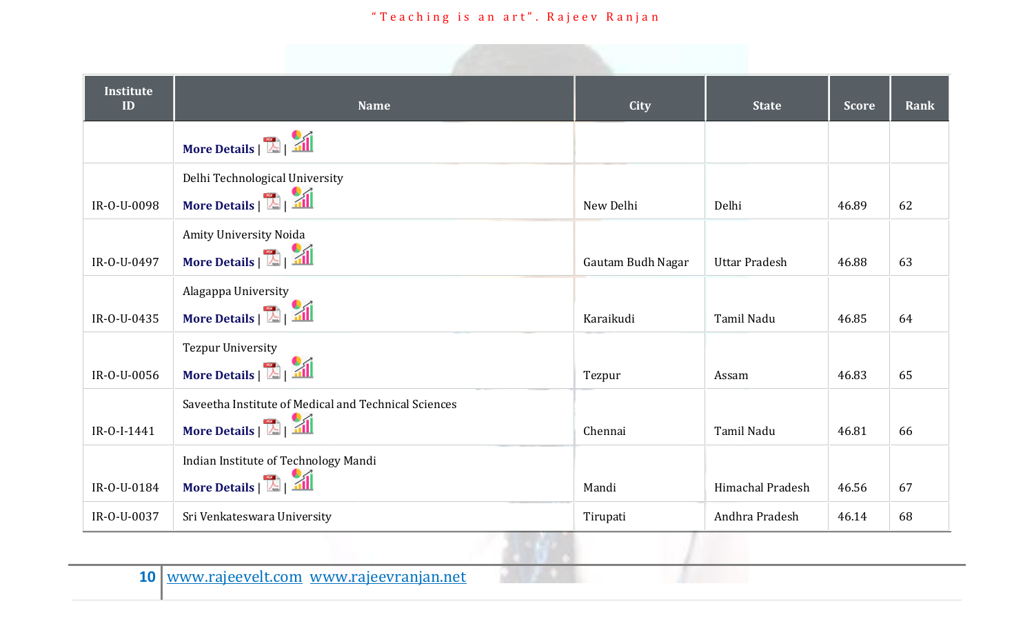| Institute ID | Name | City | State | Score | Rank |
|---|---|---|---|---|---|
| | **More Details** \| \| | | | | |
| IR-O-U-0098 | Delhi Technological University **More Details** \| \| | New Delhi | Delhi | 46.89 | 62 |
| IR-O-U-0497 | Amity University Noida **More Details** \| \| | Gautam Budh Nagar | Uttar Pradesh | 46.88 | 63 |
| IR-O-U-0435 | Alagappa University **More Details** \| \| | Karaikudi | Tamil Nadu | 46.85 | 64 |
| IR-O-U-0056 | Tezpur University **More Details** \| \| | Tezpur | Assam | 46.83 | 65 |
| IR-O-I-1441 | Saveetha Institute of Medical and Technical Sciences **More Details** \| \| | Chennai | Tamil Nadu | 46.81 | 66 |
| IR-O-U-0184 | Indian Institute of Technology Mandi **More Details** \| \| | Mandi | Himachal Pradesh | 46.56 | 67 |
| IR-O-U-0037 | Sri Venkateswara University | Tirupati | Andhra Pradesh | 46.14 | 68 |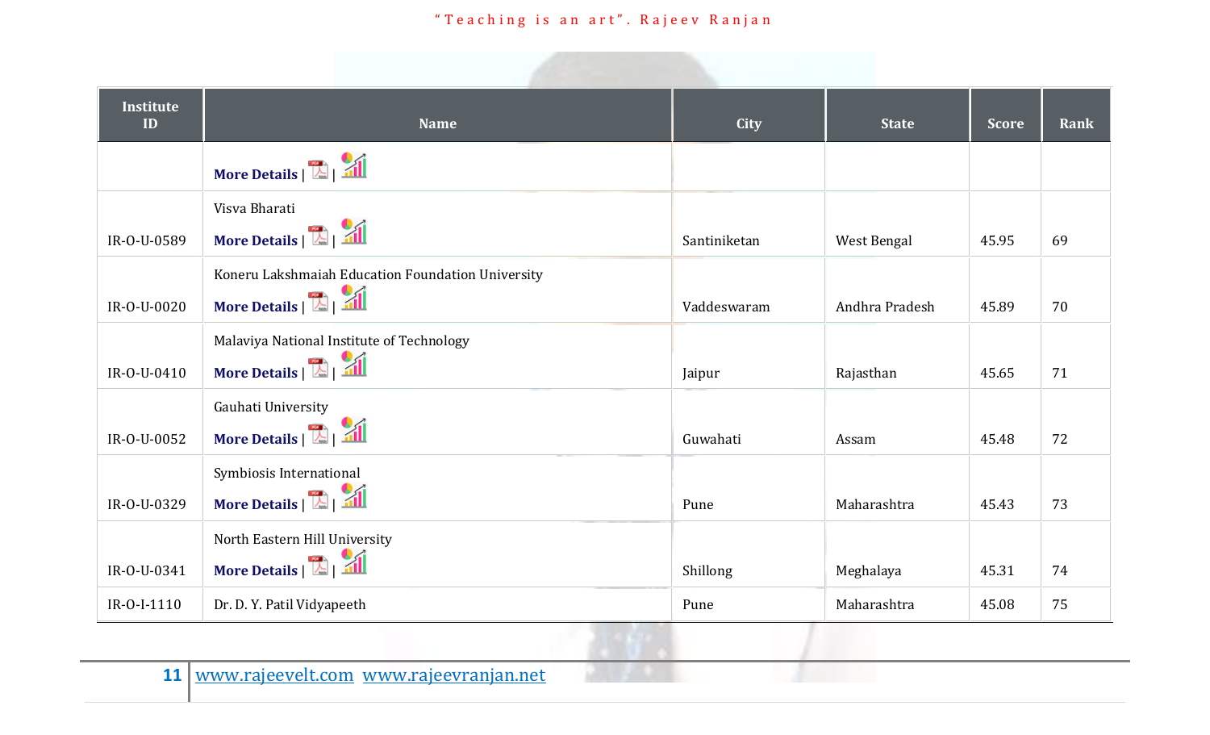| Institute ID | Name | City | State | Score | Rank |
|---|---|---|---|---|---|
| | **More Details** \| \| | | | | |
| IR-O-U-0589 | Visva Bharati **More Details** \| \| | Santiniketan | West Bengal | 45.95 | 69 |
| IR-O-U-0020 | Koneru Lakshmaiah Education Foundation University **More Details** \| \| | Vaddeswaram | Andhra Pradesh | 45.89 | 70 |
| IR-O-U-0410 | Malaviya National Institute of Technology **More Details** \| \| | Jaipur | Rajasthan | 45.65 | 71 |
| IR-O-U-0052 | Gauhati University **More Details** \| \| | Guwahati | Assam | 45.48 | 72 |
| IR-O-U-0329 | Symbiosis International **More Details** \| \| | Pune | Maharashtra | 45.43 | 73 |
| IR-O-U-0341 | North Eastern Hill University **More Details** \| \| | Shillong | Meghalaya | 45.31 | 74 |
| IR-O-I-1110 | Dr. D. Y. Patil Vidyapeeth | Pune | Maharashtra | 45.08 | 75 |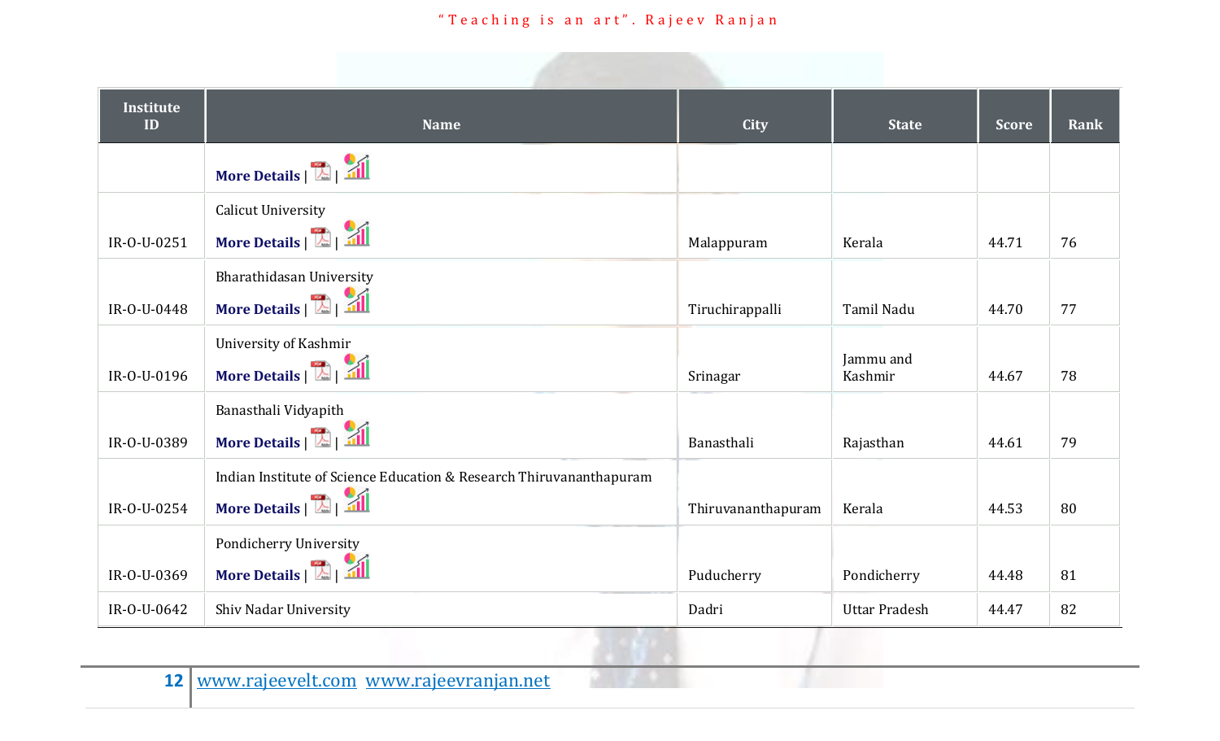| Institute ID | Name | City | State | Score | Rank |
|---|---|---|---|---|---|
| | More Details \| \| | | | | |
| IR-O-U-0251 | Calicut University<br>More Details \| \| | Malappuram | Kerala | 44.71 | 76 |
| IR-O-U-0448 | Bharathidasan University<br>More Details \| \| | Tiruchirappalli | Tamil Nadu | 44.70 | 77 |
| IR-O-U-0196 | University of Kashmir<br>More Details \| \| | Srinagar | Jammu and Kashmir | 44.67 | 78 |
| IR-O-U-0389 | Banasthali Vidyapith<br>More Details \| \| | Banasthali | Rajasthan | 44.61 | 79 |
| IR-O-U-0254 | Indian Institute of Science Education & Research Thiruvananthapuram<br>More Details \| \| | Thiruvananthapuram | Kerala | 44.53 | 80 |
| IR-O-U-0369 | Pondicherry University<br>More Details \| \| | Puducherry | Pondicherry | 44.48 | 81 |
| IR-O-U-0642 | Shiv Nadar University | Dadri | Uttar Pradesh | 44.47 | 82 |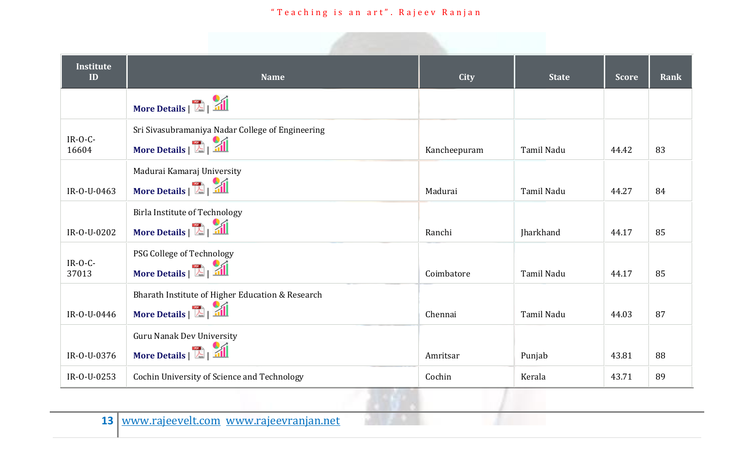| Institute ID | Name | City | State | Score | Rank |
|---|---|---|---|---|---|
| | More Details \| \| | | | | |
| IR-O-C-16604 | Sri Sivasubramaniya Nadar College of Engineering More Details \| \| | Kancheepuram | Tamil Nadu | 44.42 | 83 |
| IR-O-U-0463 | Madurai Kamaraj University More Details \| \| | Madurai | Tamil Nadu | 44.27 | 84 |
| IR-O-U-0202 | Birla Institute of Technology More Details \| \| | Ranchi | Jharkhand | 44.17 | 85 |
| IR-O-C-37013 | PSG College of Technology More Details \| \| | Coimbatore | Tamil Nadu | 44.17 | 85 |
| IR-O-U-0446 | Bharath Institute of Higher Education & Research More Details \| \| | Chennai | Tamil Nadu | 44.03 | 87 |
| IR-O-U-0376 | Guru Nanak Dev University More Details \| \| | Amritsar | Punjab | 43.81 | 88 |
| IR-O-U-0253 | Cochin University of Science and Technology | Cochin | Kerala | 43.71 | 89 |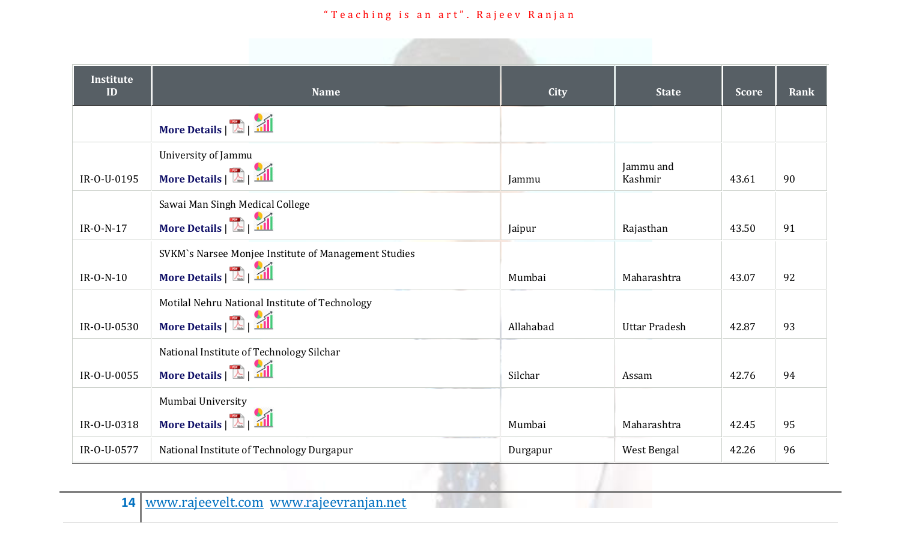| Institute ID | Name | City | State | Score | Rank |
|---|---|---|---|---|---|
| | **More Details** \| \| | | | | |
| IR-O-U-0195 | University of Jammu<br>**More Details** \| \| | Jammu | Jammu and Kashmir | 43.61 | 90 |
| IR-O-N-17 | Sawai Man Singh Medical College<br>**More Details** \| \| | Jaipur | Rajasthan | 43.50 | 91 |
| IR-O-N-10 | SVKM`s Narsee Monjee Institute of Management Studies<br>**More Details** \| \| | Mumbai | Maharashtra | 43.07 | 92 |
| IR-O-U-0530 | Motilal Nehru National Institute of Technology<br>**More Details** \| \| | Allahabad | Uttar Pradesh | 42.87 | 93 |
| IR-O-U-0055 | National Institute of Technology Silchar<br>**More Details** \| \| | Silchar | Assam | 42.76 | 94 |
| IR-O-U-0318 | Mumbai University<br>**More Details** \| \| | Mumbai | Maharashtra | 42.45 | 95 |
| IR-O-U-0577 | National Institute of Technology Durgapur | Durgapur | West Bengal | 42.26 | 96 |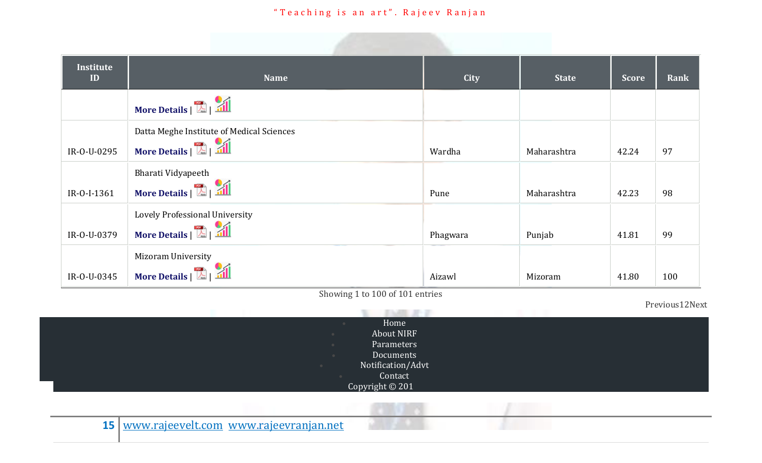| Institute ID | Name | City | State | Score | Rank |
|---|---|---|---|---|---|
| | More Details \| \| | | | | |
| IR-O-U-0295 | Datta Meghe Institute of Medical Sciences More Details \| \| | Wardha | Maharashtra | 42.24 | 97 |
| IR-O-I-1361 | Bharati Vidyapeeth More Details \| \| | Pune | Maharashtra | 42.23 | 98 |
| IR-O-U-0379 | Lovely Professional University More Details \| \| | Phagwara | Punjab | 41.81 | 99 |
| IR-O-U-0345 | Mizoram University More Details \| \| | Aizawl | Mizoram | 41.80 | 100 |

Showing 1 to 100 of 101 entries

Previous12Next

- Home
- About NIRF
- Parameters
- Documents
- Notification/Advt
- Contact

Copyright © 201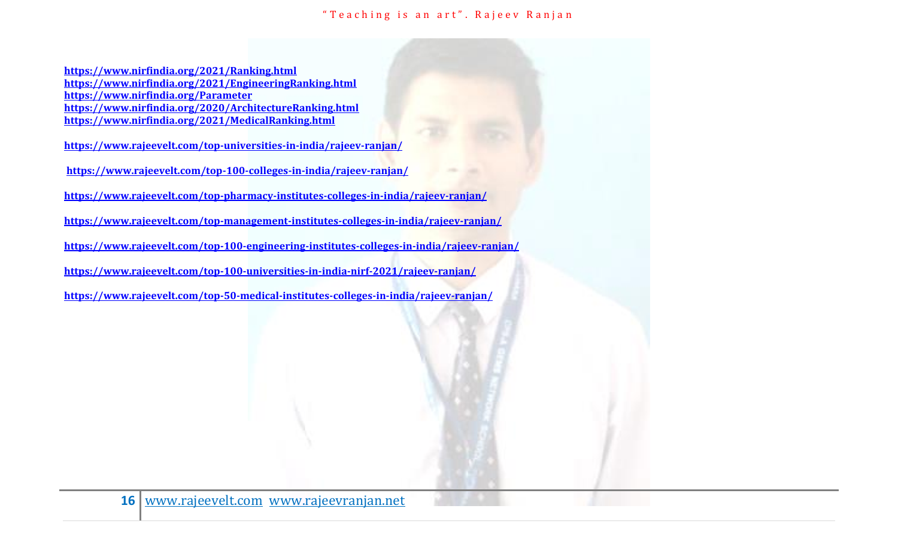**https://www.nirfindia.org/2021/Ranking.html**
**https://www.nirfindia.org/2021/EngineeringRanking.html**
**https://www.nirfindia.org/Parameter**
**https://www.nirfindia.org/2020/ArchitectureRanking.html**
**https://www.nirfindia.org/2021/MedicalRanking.html**

**https://www.rajeevelt.com/top-universities-in-india/rajeev-ranjan/**

**https://www.rajeevelt.com/top-100-colleges-in-india/rajeev-ranjan/**

**https://www.rajeevelt.com/top-pharmacy-institutes-colleges-in-india/rajeev-ranjan/**

**https://www.rajeevelt.com/top-management-institutes-colleges-in-india/rajeev-ranjan/**

**https://www.rajeevelt.com/top-100-engineering-institutes-colleges-in-india/rajeev-ranjan/**

**https://www.rajeevelt.com/top-100-universities-in-india-nirf-2021/rajeev-ranjan/**

**https://www.rajeevelt.com/top-50-medical-institutes-colleges-in-india/rajeev-ranjan/**